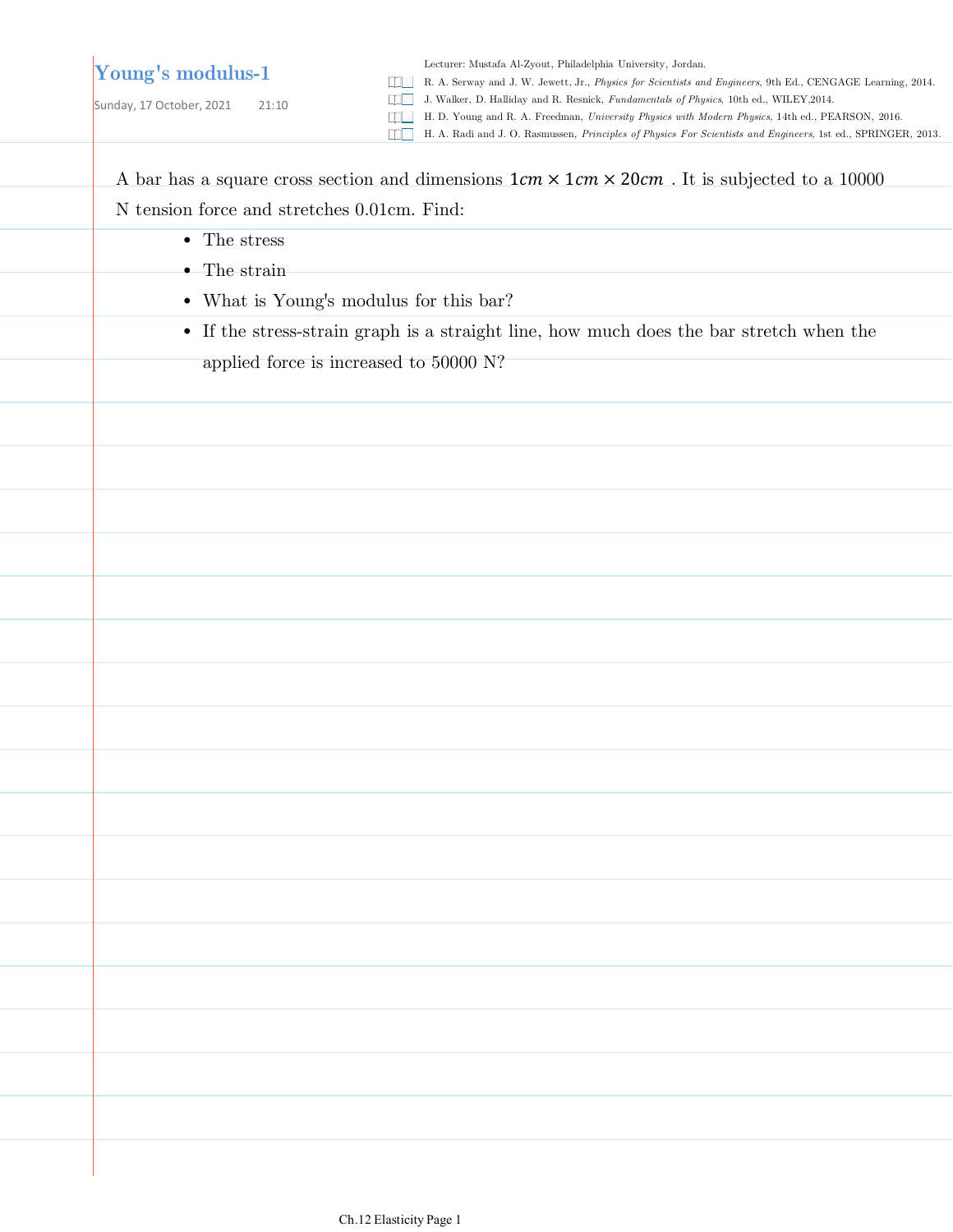# Young's modulus-1

Sunday, 17 October, 2021 21:10

Lecturer: Mustafa Al-Zyout, Philadelphia University, Jordan.

R. A. Serway and J. W. Jewett, Jr., *Physics for Scientists and Engineers*, 9th Ed., CENGAGE Learning, 2014.

J. Walker, D. Halliday and R. Resnick, *Fundamentals of Physics*, 10th ed., WILEY,2014.

H. D. Young and R. A. Freedman, *University Physics with Modern Physics*, 14th ed., PEARSON, 2016.

H. A. Radi and J. O. Rasmussen, *Principles of Physics For Scientists and Engineers*, 1st ed., SPRINGER, 2013.

A bar has a square cross section and dimensions $1cm \times 1cm \times 20cm$ . It is subjected to a 10000 N tension force and stretches 0.01cm. Find:

- The stress
- The strain
- What is Young's modulus for this bar?
- If the stress-strain graph is a straight line, how much does the bar stretch when the applied force is increased to 50000 N?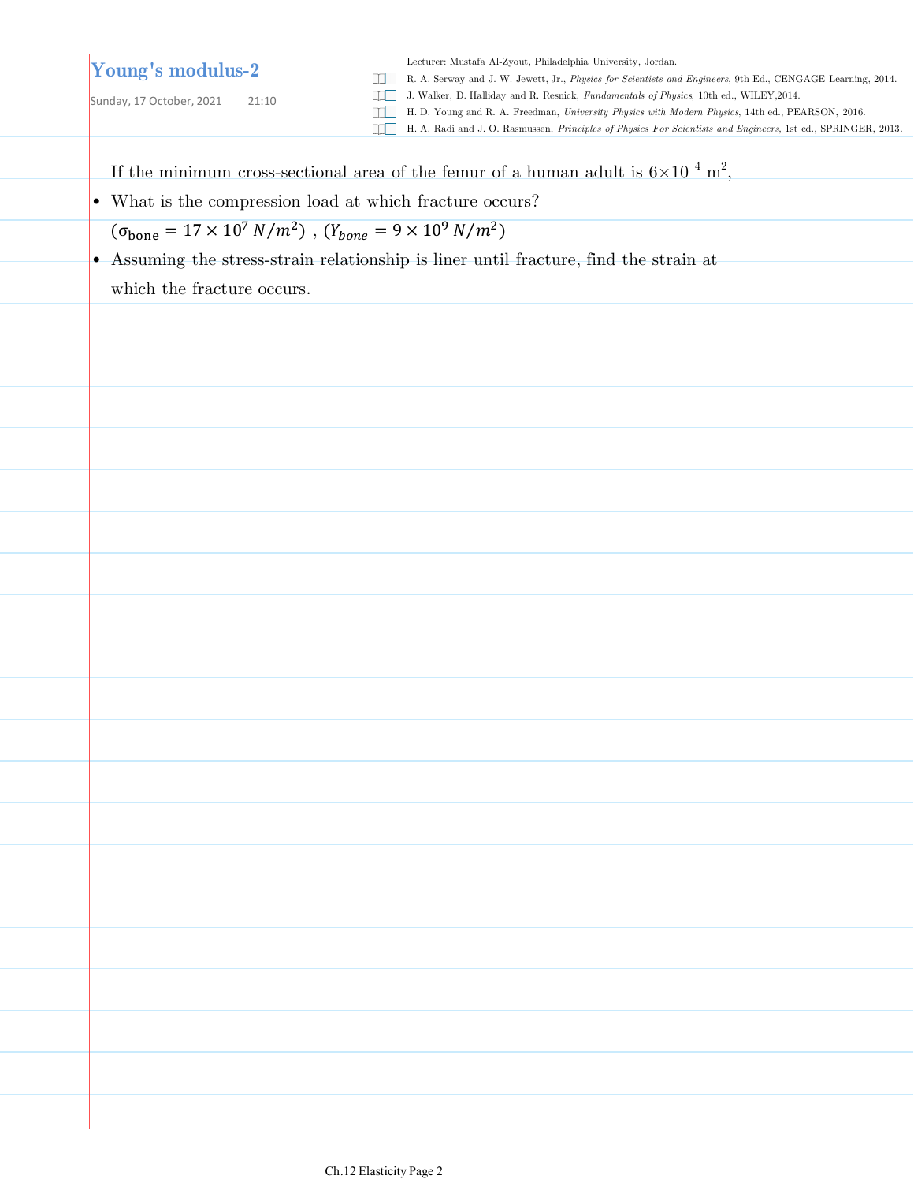# Young's modulus-2

Sunday, 17 October, 2021 21:10

Lecturer: Mustafa Al-Zyout, Philadelphia University, Jordan.

- R. A. Serway and J. W. Jewett, Jr., *Physics for Scientists and Engineers*, 9th Ed., CENGAGE Learning, 2014.
- J. Walker, D. Halliday and R. Resnick, *Fundamentals of Physics*, 10th ed., WILEY,2014.
- H. D. Young and R. A. Freedman, *University Physics with Modern Physics*, 14th ed., PEARSON, 2016.
- H. A. Radi and J. O. Rasmussen, *Principles of Physics For Scientists and Engineers*, 1st ed., SPRINGER, 2013.

If the minimum cross-sectional area of the femur of a human adult is $6\times10^{-4}$ m$^2$,

- What is the compression load at which fracture occurs?

  $(\sigma_{\text{bone}} = 17 \times 10^7\ N/m^2)$ , $(Y_{bone} = 9 \times 10^9\ N/m^2)$

- Assuming the stress-strain relationship is liner until fracture, find the strain at which the fracture occurs.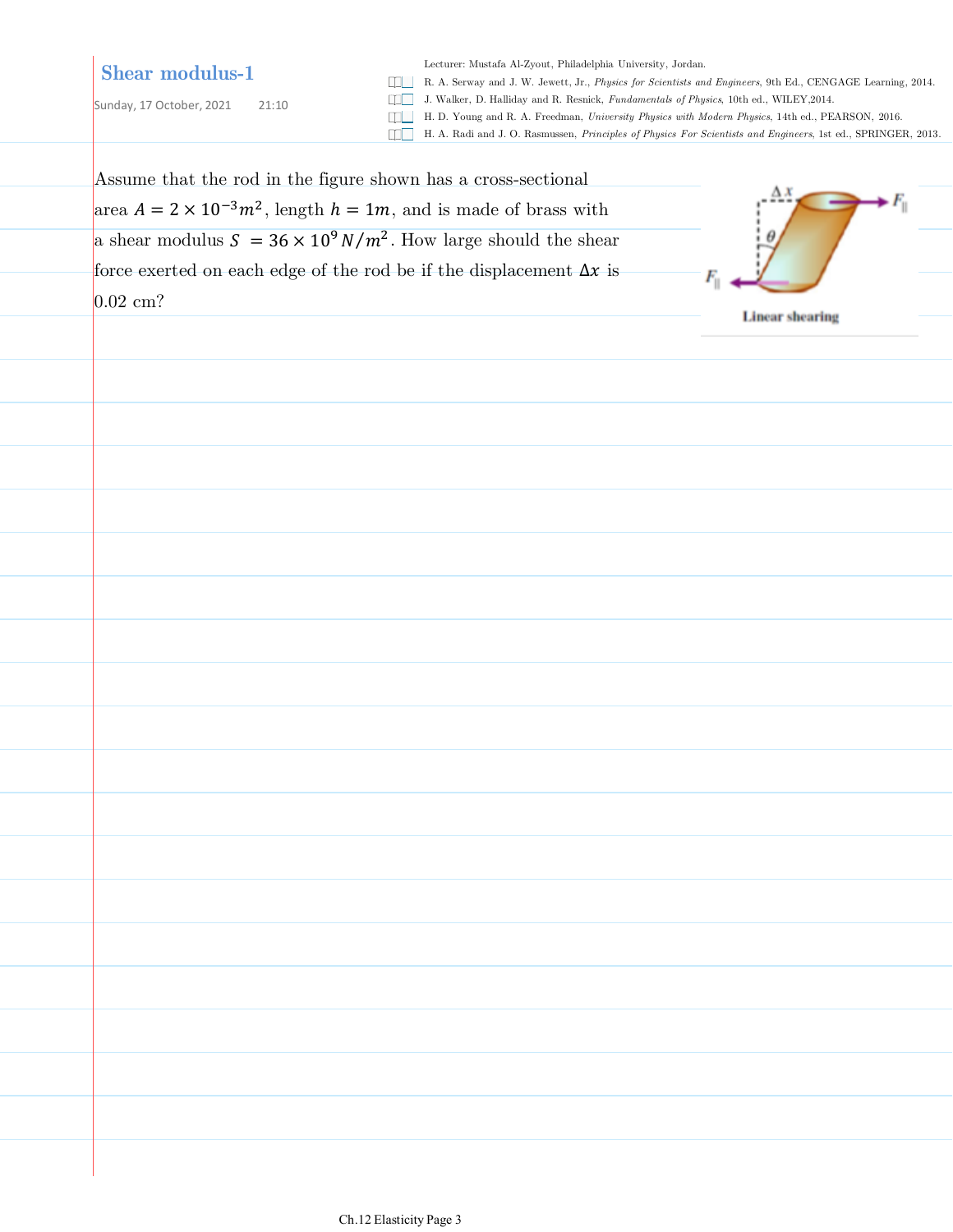# Shear modulus-1

Sunday, 17 October, 2021 21:10

Lecturer: Mustafa Al-Zyout, Philadelphia University, Jordan.

- R. A. Serway and J. W. Jewett, Jr., *Physics for Scientists and Engineers*, 9th Ed., CENGAGE Learning, 2014.
- J. Walker, D. Halliday and R. Resnick, *Fundamentals of Physics*, 10th ed., WILEY,2014.
- H. D. Young and R. A. Freedman, *University Physics with Modern Physics*, 14th ed., PEARSON, 2016.
- H. A. Radi and J. O. Rasmussen, *Principles of Physics For Scientists and Engineers*, 1st ed., SPRINGER, 2013.

Assume that the rod in the figure shown has a cross-sectional area $A = 2 \times 10^{-3} m^2$, length $h = 1m$, and is made of brass with a shear modulus $S = 36 \times 10^9 N/m^2$. How large should the shear force exerted on each edge of the rod be if the displacement $\Delta x$ is 0.02 cm?

Linear shearing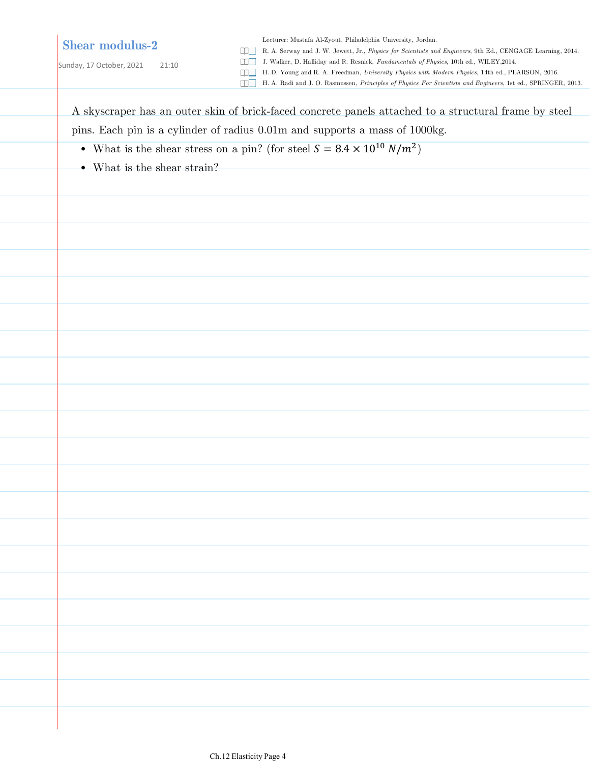# Shear modulus-2

Sunday, 17 October, 2021 21:10

Lecturer: Mustafa Al-Zyout, Philadelphia University, Jordan.

- R. A. Serway and J. W. Jewett, Jr., *Physics for Scientists and Engineers*, 9th Ed., CENGAGE Learning, 2014.
- J. Walker, D. Halliday and R. Resnick, *Fundamentals of Physics*, 10th ed., WILEY,2014.
- H. D. Young and R. A. Freedman, *University Physics with Modern Physics*, 14th ed., PEARSON, 2016.
- H. A. Radi and J. O. Rasmussen, *Principles of Physics For Scientists and Engineers*, 1st ed., SPRINGER, 2013.

A skyscraper has an outer skin of brick-faced concrete panels attached to a structural frame by steel pins. Each pin is a cylinder of radius 0.01m and supports a mass of 1000kg.

- What is the shear stress on a pin? (for steel $S = 8.4 \times 10^{10}\ N/m^2$)
- What is the shear strain?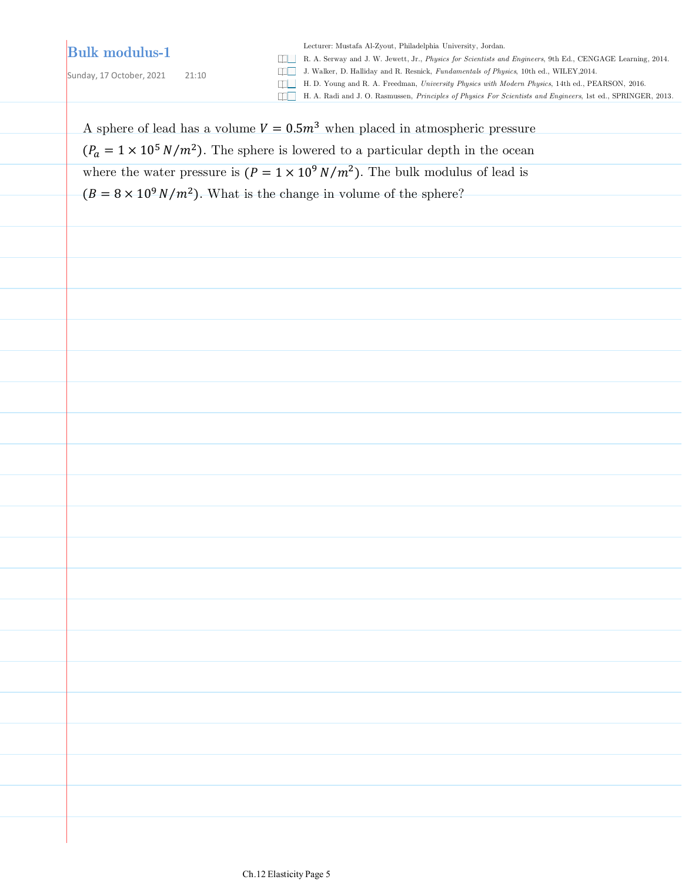# Bulk modulus-1

Sunday, 17 October, 2021 21:10

Lecturer: Mustafa Al-Zyout, Philadelphia University, Jordan.

R. A. Serway and J. W. Jewett, Jr., *Physics for Scientists and Engineers*, 9th Ed., CENGAGE Learning, 2014.

J. Walker, D. Halliday and R. Resnick, *Fundamentals of Physics*, 10th ed., WILEY,2014.

H. D. Young and R. A. Freedman, *University Physics with Modern Physics*, 14th ed., PEARSON, 2016.

H. A. Radi and J. O. Rasmussen, *Principles of Physics For Scientists and Engineers*, 1st ed., SPRINGER, 2013.

A sphere of lead has a volume $V = 0.5 m^3$ when placed in atmospheric pressure ($P_a = 1 \times 10^5\, N/m^2$). The sphere is lowered to a particular depth in the ocean where the water pressure is ($P = 1 \times 10^9\, N/m^2$). The bulk modulus of lead is ($B = 8 \times 10^9\, N/m^2$). What is the change in volume of the sphere?